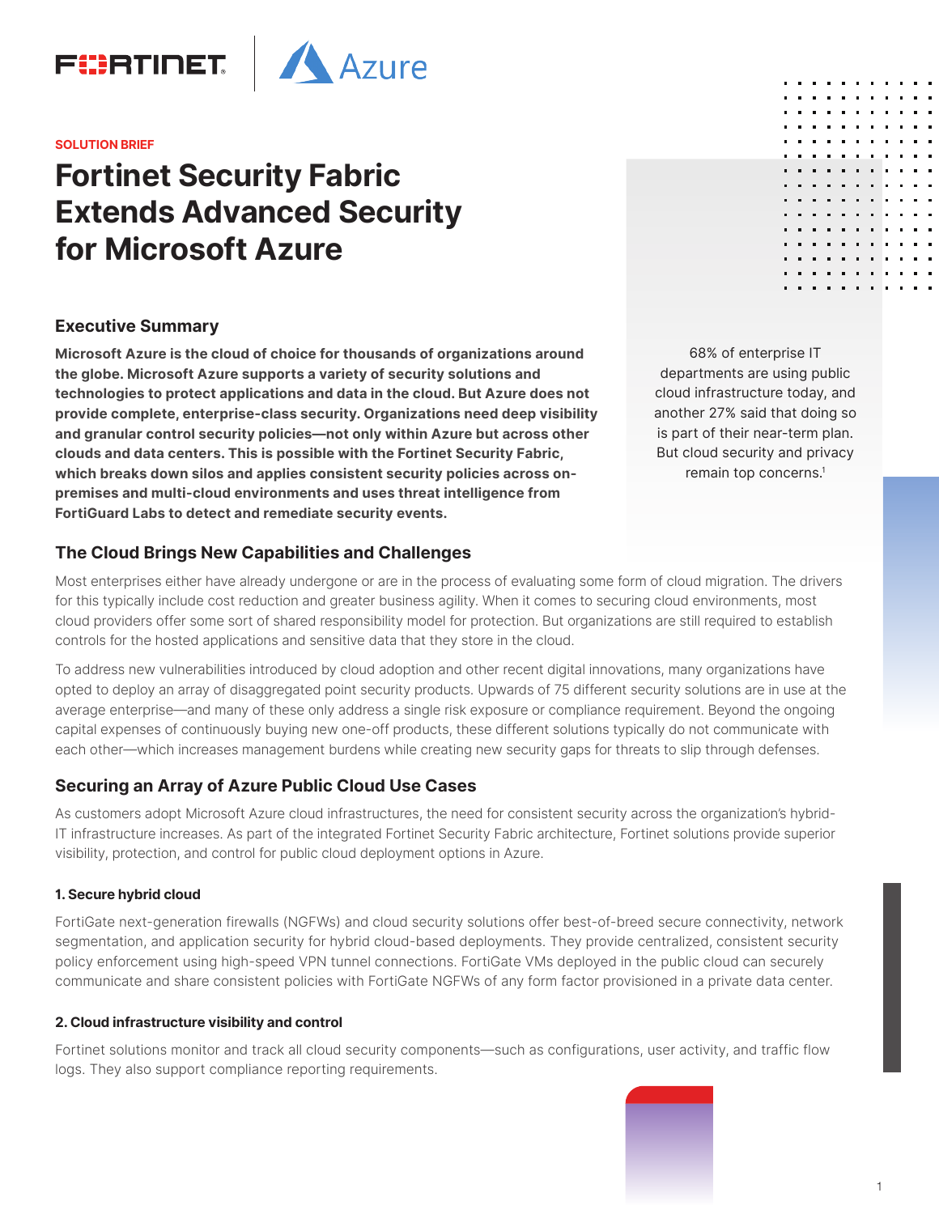SOLUTION BRIEF

# Fortinet Security Fabric Extends Advanced Security for Microsoft Azure

## Executive Summary

**Microsoft Azure is the cloud of choice for thousands of organizations around the globe. Microsoft Azure supports a variety of security solutions and technologies to protect applications and data in the cloud. But Azure does not provide complete, enterprise-class security. Organizations need deep visibility and granular control security policies—not only within Azure but across other clouds and data centers. This is possible with the Fortinet Security Fabric, which breaks down silos and applies consistent security policies across on-premises and multi-cloud environments and uses threat intelligence from FortiGuard Labs to detect and remediate security events.**

68% of enterprise IT departments are using public cloud infrastructure today, and another 27% said that doing so is part of their near-term plan. But cloud security and privacy remain top concerns.[1]

## The Cloud Brings New Capabilities and Challenges

Most enterprises either have already undergone or are in the process of evaluating some form of cloud migration. The drivers for this typically include cost reduction and greater business agility. When it comes to securing cloud environments, most cloud providers offer some sort of shared responsibility model for protection. But organizations are still required to establish controls for the hosted applications and sensitive data that they store in the cloud.

To address new vulnerabilities introduced by cloud adoption and other recent digital innovations, many organizations have opted to deploy an array of disaggregated point security products. Upwards of 75 different security solutions are in use at the average enterprise—and many of these only address a single risk exposure or compliance requirement. Beyond the ongoing capital expenses of continuously buying new one-off products, these different solutions typically do not communicate with each other—which increases management burdens while creating new security gaps for threats to slip through defenses.

## Securing an Array of Azure Public Cloud Use Cases

As customers adopt Microsoft Azure cloud infrastructures, the need for consistent security across the organization's hybrid-IT infrastructure increases. As part of the integrated Fortinet Security Fabric architecture, Fortinet solutions provide superior visibility, protection, and control for public cloud deployment options in Azure.

#### 1. Secure hybrid cloud

FortiGate next-generation firewalls (NGFWs) and cloud security solutions offer best-of-breed secure connectivity, network segmentation, and application security for hybrid cloud-based deployments. They provide centralized, consistent security policy enforcement using high-speed VPN tunnel connections. FortiGate VMs deployed in the public cloud can securely communicate and share consistent policies with FortiGate NGFWs of any form factor provisioned in a private data center.

#### 2. Cloud infrastructure visibility and control

Fortinet solutions monitor and track all cloud security components—such as configurations, user activity, and traffic flow logs. They also support compliance reporting requirements.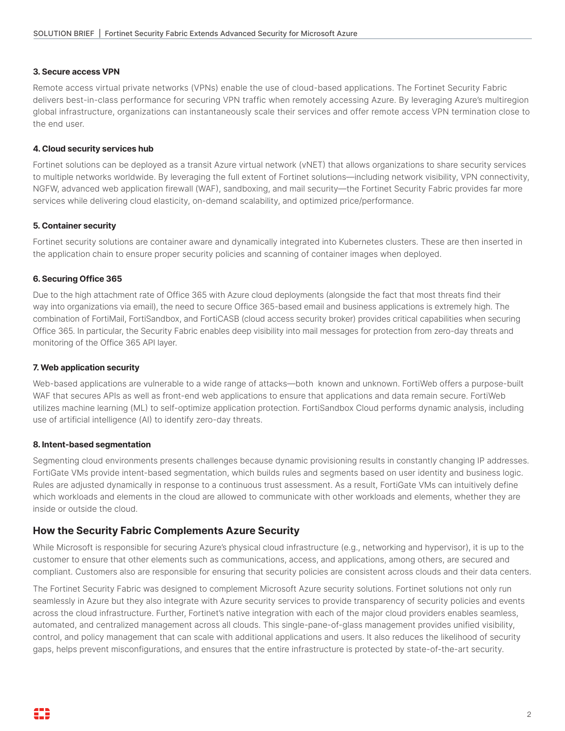**3. Secure access VPN**

Remote access virtual private networks (VPNs) enable the use of cloud-based applications. The Fortinet Security Fabric delivers best-in-class performance for securing VPN traffic when remotely accessing Azure. By leveraging Azure's multiregion global infrastructure, organizations can instantaneously scale their services and offer remote access VPN termination close to the end user.

**4. Cloud security services hub**

Fortinet solutions can be deployed as a transit Azure virtual network (vNET) that allows organizations to share security services to multiple networks worldwide. By leveraging the full extent of Fortinet solutions—including network visibility, VPN connectivity, NGFW, advanced web application firewall (WAF), sandboxing, and mail security—the Fortinet Security Fabric provides far more services while delivering cloud elasticity, on-demand scalability, and optimized price/performance.

**5. Container security**

Fortinet security solutions are container aware and dynamically integrated into Kubernetes clusters. These are then inserted in the application chain to ensure proper security policies and scanning of container images when deployed.

**6. Securing Office 365**

Due to the high attachment rate of Office 365 with Azure cloud deployments (alongside the fact that most threats find their way into organizations via email), the need to secure Office 365-based email and business applications is extremely high. The combination of FortiMail, FortiSandbox, and FortiCASB (cloud access security broker) provides critical capabilities when securing Office 365. In particular, the Security Fabric enables deep visibility into mail messages for protection from zero-day threats and monitoring of the Office 365 API layer.

**7. Web application security**

Web-based applications are vulnerable to a wide range of attacks—both known and unknown. FortiWeb offers a purpose-built WAF that secures APIs as well as front-end web applications to ensure that applications and data remain secure. FortiWeb utilizes machine learning (ML) to self-optimize application protection. FortiSandbox Cloud performs dynamic analysis, including use of artificial intelligence (AI) to identify zero-day threats.

**8. Intent-based segmentation**

Segmenting cloud environments presents challenges because dynamic provisioning results in constantly changing IP addresses. FortiGate VMs provide intent-based segmentation, which builds rules and segments based on user identity and business logic. Rules are adjusted dynamically in response to a continuous trust assessment. As a result, FortiGate VMs can intuitively define which workloads and elements in the cloud are allowed to communicate with other workloads and elements, whether they are inside or outside the cloud.

## How the Security Fabric Complements Azure Security

While Microsoft is responsible for securing Azure's physical cloud infrastructure (e.g., networking and hypervisor), it is up to the customer to ensure that other elements such as communications, access, and applications, among others, are secured and compliant. Customers also are responsible for ensuring that security policies are consistent across clouds and their data centers.

The Fortinet Security Fabric was designed to complement Microsoft Azure security solutions. Fortinet solutions not only run seamlessly in Azure but they also integrate with Azure security services to provide transparency of security policies and events across the cloud infrastructure. Further, Fortinet's native integration with each of the major cloud providers enables seamless, automated, and centralized management across all clouds. This single-pane-of-glass management provides unified visibility, control, and policy management that can scale with additional applications and users. It also reduces the likelihood of security gaps, helps prevent misconfigurations, and ensures that the entire infrastructure is protected by state-of-the-art security.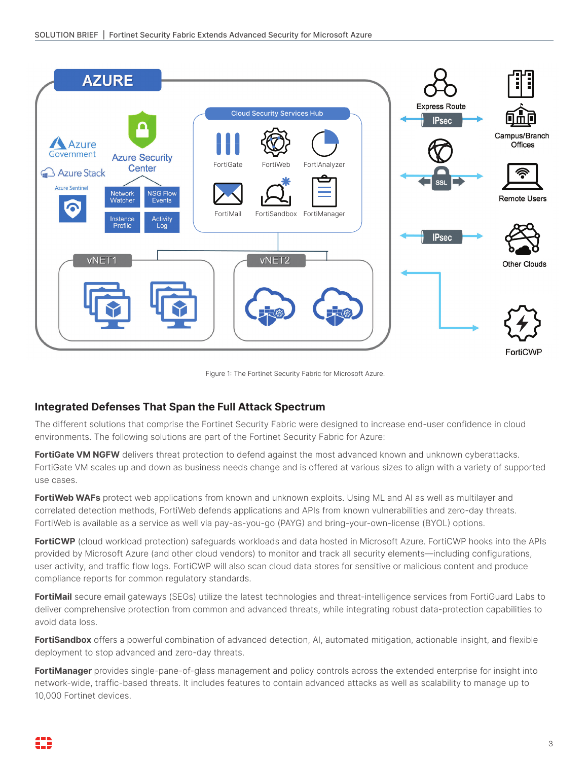Figure 1: The Fortinet Security Fabric for Microsoft Azure.

## Integrated Defenses That Span the Full Attack Spectrum

The different solutions that comprise the Fortinet Security Fabric were designed to increase end-user confidence in cloud environments. The following solutions are part of the Fortinet Security Fabric for Azure:

**FortiGate VM NGFW** delivers threat protection to defend against the most advanced known and unknown cyberattacks. FortiGate VM scales up and down as business needs change and is offered at various sizes to align with a variety of supported use cases.

**FortiWeb WAFs** protect web applications from known and unknown exploits. Using ML and AI as well as multilayer and correlated detection methods, FortiWeb defends applications and APIs from known vulnerabilities and zero-day threats. FortiWeb is available as a service as well via pay-as-you-go (PAYG) and bring-your-own-license (BYOL) options.

**FortiCWP** (cloud workload protection) safeguards workloads and data hosted in Microsoft Azure. FortiCWP hooks into the APIs provided by Microsoft Azure (and other cloud vendors) to monitor and track all security elements—including configurations, user activity, and traffic flow logs. FortiCWP will also scan cloud data stores for sensitive or malicious content and produce compliance reports for common regulatory standards.

**FortiMail** secure email gateways (SEGs) utilize the latest technologies and threat-intelligence services from FortiGuard Labs to deliver comprehensive protection from common and advanced threats, while integrating robust data-protection capabilities to avoid data loss.

**FortiSandbox** offers a powerful combination of advanced detection, AI, automated mitigation, actionable insight, and flexible deployment to stop advanced and zero-day threats.

**FortiManager** provides single-pane-of-glass management and policy controls across the extended enterprise for insight into network-wide, traffic-based threats. It includes features to contain advanced attacks as well as scalability to manage up to 10,000 Fortinet devices.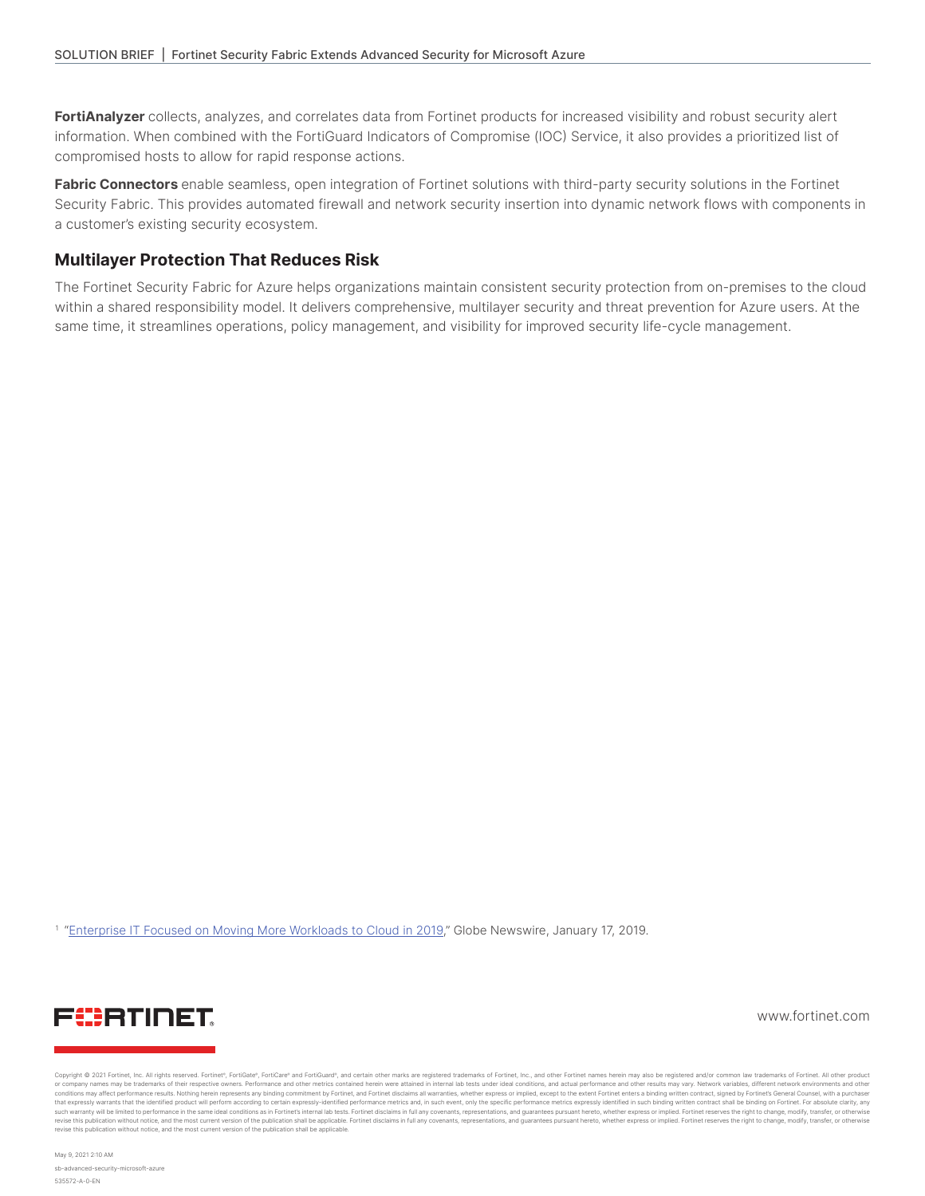**FortiAnalyzer** collects, analyzes, and correlates data from Fortinet products for increased visibility and robust security alert information. When combined with the FortiGuard Indicators of Compromise (IOC) Service, it also provides a prioritized list of compromised hosts to allow for rapid response actions.

**Fabric Connectors** enable seamless, open integration of Fortinet solutions with third-party security solutions in the Fortinet Security Fabric. This provides automated firewall and network security insertion into dynamic network flows with components in a customer's existing security ecosystem.

## Multilayer Protection That Reduces Risk

The Fortinet Security Fabric for Azure helps organizations maintain consistent security protection from on-premises to the cloud within a shared responsibility model. It delivers comprehensive, multilayer security and threat prevention for Azure users. At the same time, it streamlines operations, policy management, and visibility for improved security life-cycle management.

[1] "Enterprise IT Focused on Moving More Workloads to Cloud in 2019," Globe Newswire, January 17, 2019.

FORTINET

www.fortinet.com

Copyright © 2021 Fortinet, Inc. All rights reserved. Fortinet®, FortiGate®, FortiCare® and FortiGuard®, and certain other marks are registered trademarks of Fortinet, Inc., and other Fortinet names herein may also be registered and/or common law trademarks of Fortinet. All other product or company names may be trademarks of their respective owners. Performance and other metrics contained herein were attained in internal lab tests under ideal conditions, and actual performance and other results may vary. Network variables, different network environments and other conditions may affect performance results. Nothing herein represents any binding commitment by Fortinet, and Fortinet disclaims all warranties, whether express or implied, except to the extent Fortinet enters a binding written contract, signed by Fortinet's General Counsel, with a purchaser that expressly warrants that the identified product will perform according to certain expressly-identified performance metrics and, in such event, only the specific performance metrics expressly identified in such binding written contract shall be binding on Fortinet. For absolute clarity, any such warranty will be limited to performance in the same ideal conditions as in Fortinet's internal lab tests. Fortinet disclaims in full any covenants, representations, and guarantees pursuant hereto, whether express or implied. Fortinet reserves the right to change, modify, transfer, or otherwise revise this publication without notice, and the most current version of the publication shall be applicable. Fortinet disclaims in full any covenants, representations, and guarantees pursuant hereto, whether express or implied. Fortinet reserves the right to change, modify, transfer, or otherwise revise this publication without notice, and the most current version of the publication shall be applicable.

May 9, 2021 2:10 AM
sb-advanced-security-microsoft-azure
535572-A-0-EN